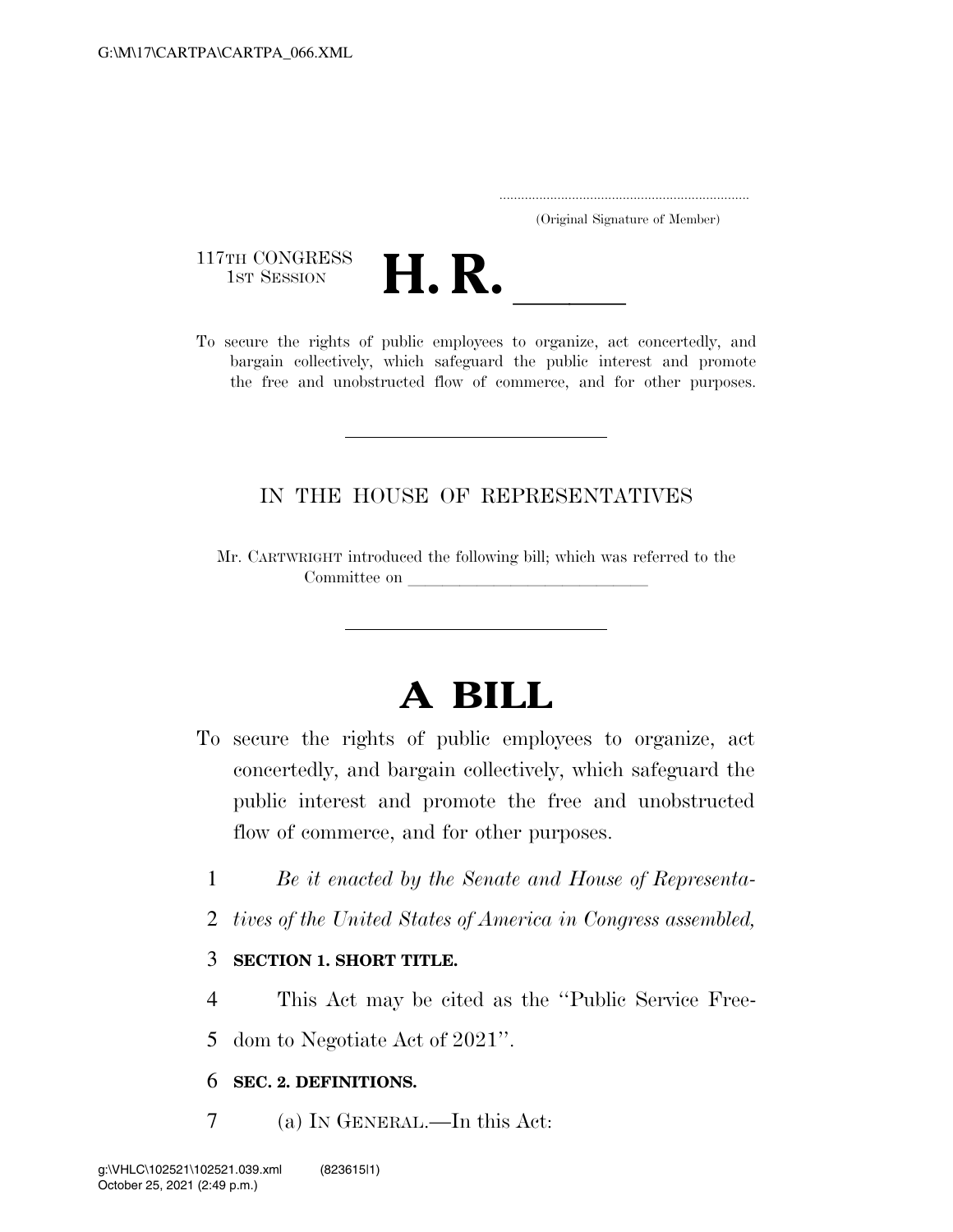(Original Signature of Member)

117TH CONGRESS
1ST SESSION

# H. R. \_\_\_\_\_

To secure the rights of public employees to organize, act concertedly, and bargain collectively, which safeguard the public interest and promote the free and unobstructed flow of commerce, and for other purposes.

---

IN THE HOUSE OF REPRESENTATIVES

Mr. CARTWRIGHT introduced the following bill; which was referred to the Committee on \_\_\_\_\_\_\_\_\_\_\_\_\_\_\_\_\_\_\_\_\_\_\_\_\_\_\_\_\_\_

---

# A BILL

To secure the rights of public employees to organize, act concertedly, and bargain collectively, which safeguard the public interest and promote the free and unobstructed flow of commerce, and for other purposes.

1 *Be it enacted by the Senate and House of Representa-*
2 *tives of the United States of America in Congress assembled,*

3 **SECTION 1. SHORT TITLE.**

4 This Act may be cited as the ''Public Service Free-
5 dom to Negotiate Act of 2021''.

6 **SEC. 2. DEFINITIONS.**

7 (a) IN GENERAL.—In this Act: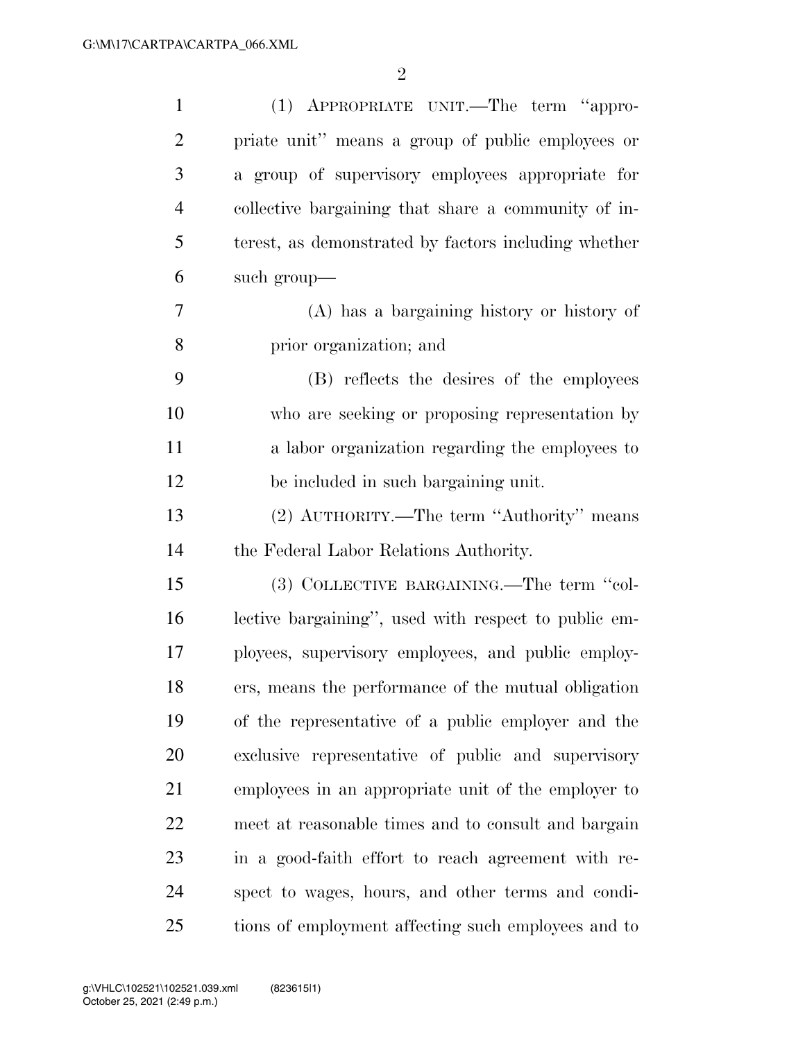(1) APPROPRIATE UNIT.—The term ''appropriate unit'' means a group of public employees or a group of supervisory employees appropriate for collective bargaining that share a community of interest, as demonstrated by factors including whether such group—

(A) has a bargaining history or history of prior organization; and

(B) reflects the desires of the employees who are seeking or proposing representation by a labor organization regarding the employees to be included in such bargaining unit.

(2) AUTHORITY.—The term ''Authority'' means the Federal Labor Relations Authority.

(3) COLLECTIVE BARGAINING.—The term ''collective bargaining'', used with respect to public employees, supervisory employees, and public employers, means the performance of the mutual obligation of the representative of a public employer and the exclusive representative of public and supervisory employees in an appropriate unit of the employer to meet at reasonable times and to consult and bargain in a good-faith effort to reach agreement with respect to wages, hours, and other terms and conditions of employment affecting such employees and to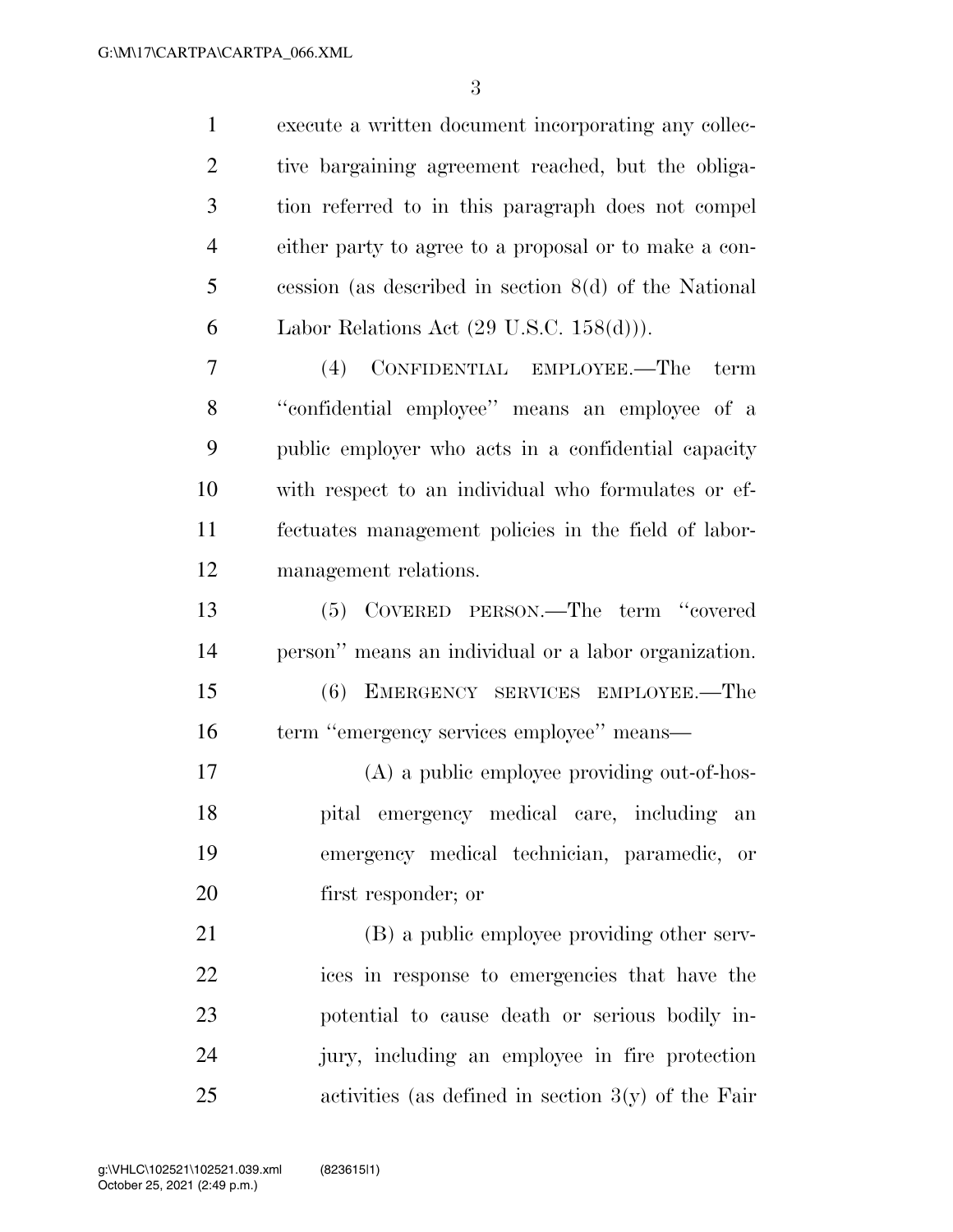execute a written document incorporating any collective bargaining agreement reached, but the obligation referred to in this paragraph does not compel either party to agree to a proposal or to make a concession (as described in section 8(d) of the National Labor Relations Act (29 U.S.C. 158(d))).

(4) CONFIDENTIAL EMPLOYEE.—The term "confidential employee" means an employee of a public employer who acts in a confidential capacity with respect to an individual who formulates or effectuates management policies in the field of labor-management relations.

(5) COVERED PERSON.—The term "covered person" means an individual or a labor organization.

(6) EMERGENCY SERVICES EMPLOYEE.—The term "emergency services employee" means—

(A) a public employee providing out-of-hospital emergency medical care, including an emergency medical technician, paramedic, or first responder; or

(B) a public employee providing other services in response to emergencies that have the potential to cause death or serious bodily injury, including an employee in fire protection activities (as defined in section 3(y) of the Fair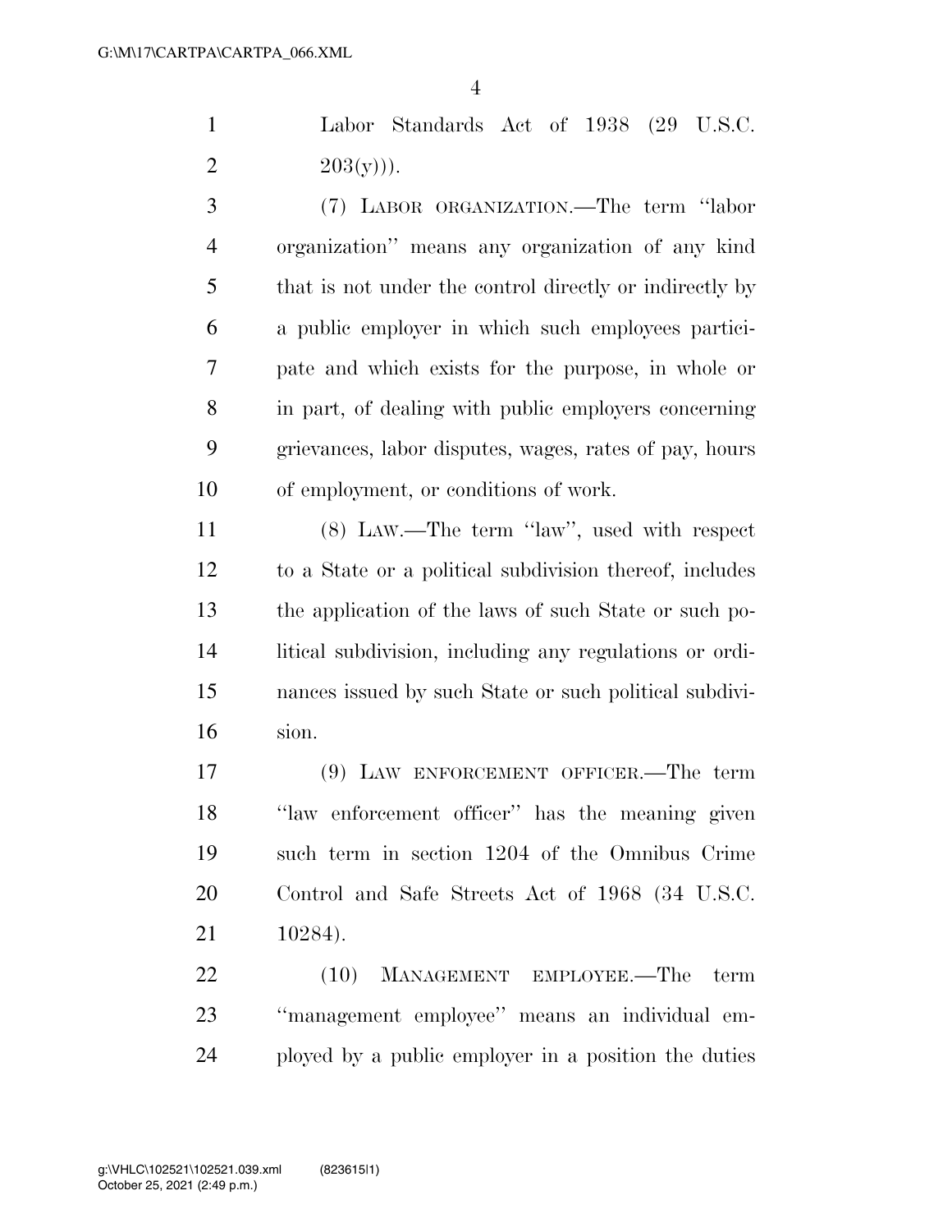Labor Standards Act of 1938 (29 U.S.C. 203(y))).

(7) LABOR ORGANIZATION.—The term ''labor organization'' means any organization of any kind that is not under the control directly or indirectly by a public employer in which such employees participate and which exists for the purpose, in whole or in part, of dealing with public employers concerning grievances, labor disputes, wages, rates of pay, hours of employment, or conditions of work.

(8) LAW.—The term ''law'', used with respect to a State or a political subdivision thereof, includes the application of the laws of such State or such political subdivision, including any regulations or ordinances issued by such State or such political subdivision.

(9) LAW ENFORCEMENT OFFICER.—The term ''law enforcement officer'' has the meaning given such term in section 1204 of the Omnibus Crime Control and Safe Streets Act of 1968 (34 U.S.C. 10284).

(10) MANAGEMENT EMPLOYEE.—The term ''management employee'' means an individual employed by a public employer in a position the duties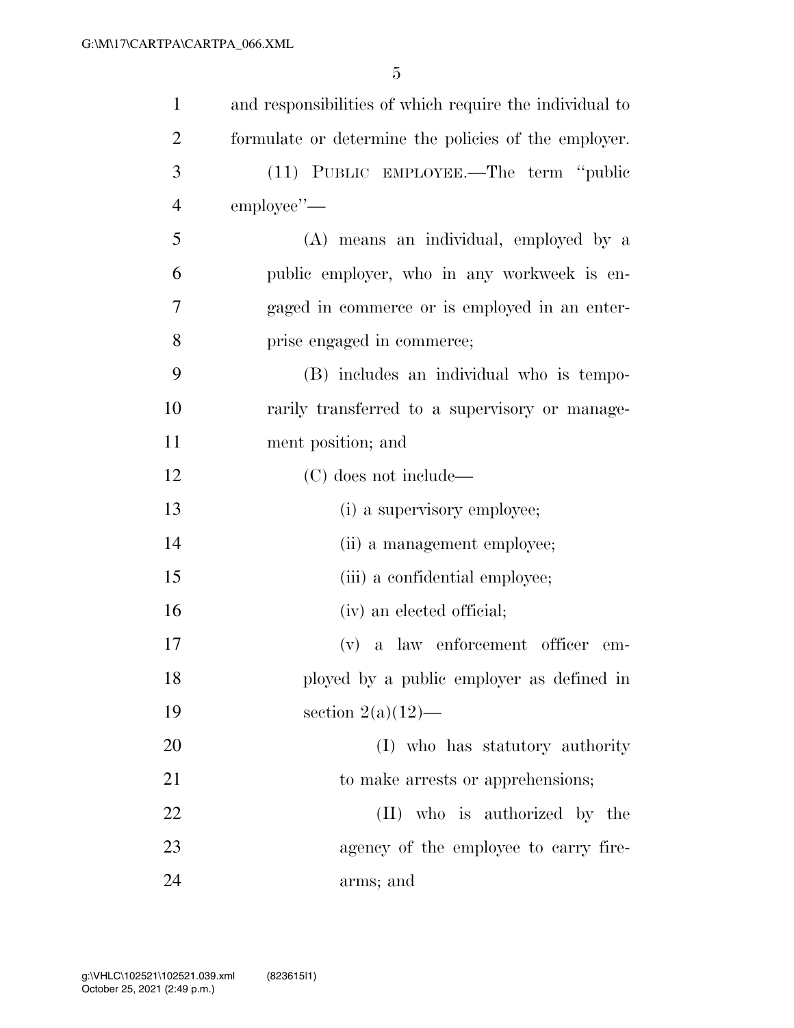and responsibilities of which require the individual to formulate or determine the policies of the employer.

(11) PUBLIC EMPLOYEE.—The term ''public employee''—

(A) means an individual, employed by a public employer, who in any workweek is engaged in commerce or is employed in an enterprise engaged in commerce;

(B) includes an individual who is temporarily transferred to a supervisory or management position; and

(C) does not include—

(i) a supervisory employee;

(ii) a management employee;

(iii) a confidential employee;

(iv) an elected official;

(v) a law enforcement officer employed by a public employer as defined in section 2(a)(12)—

(I) who has statutory authority to make arrests or apprehensions;

(II) who is authorized by the agency of the employee to carry firearms; and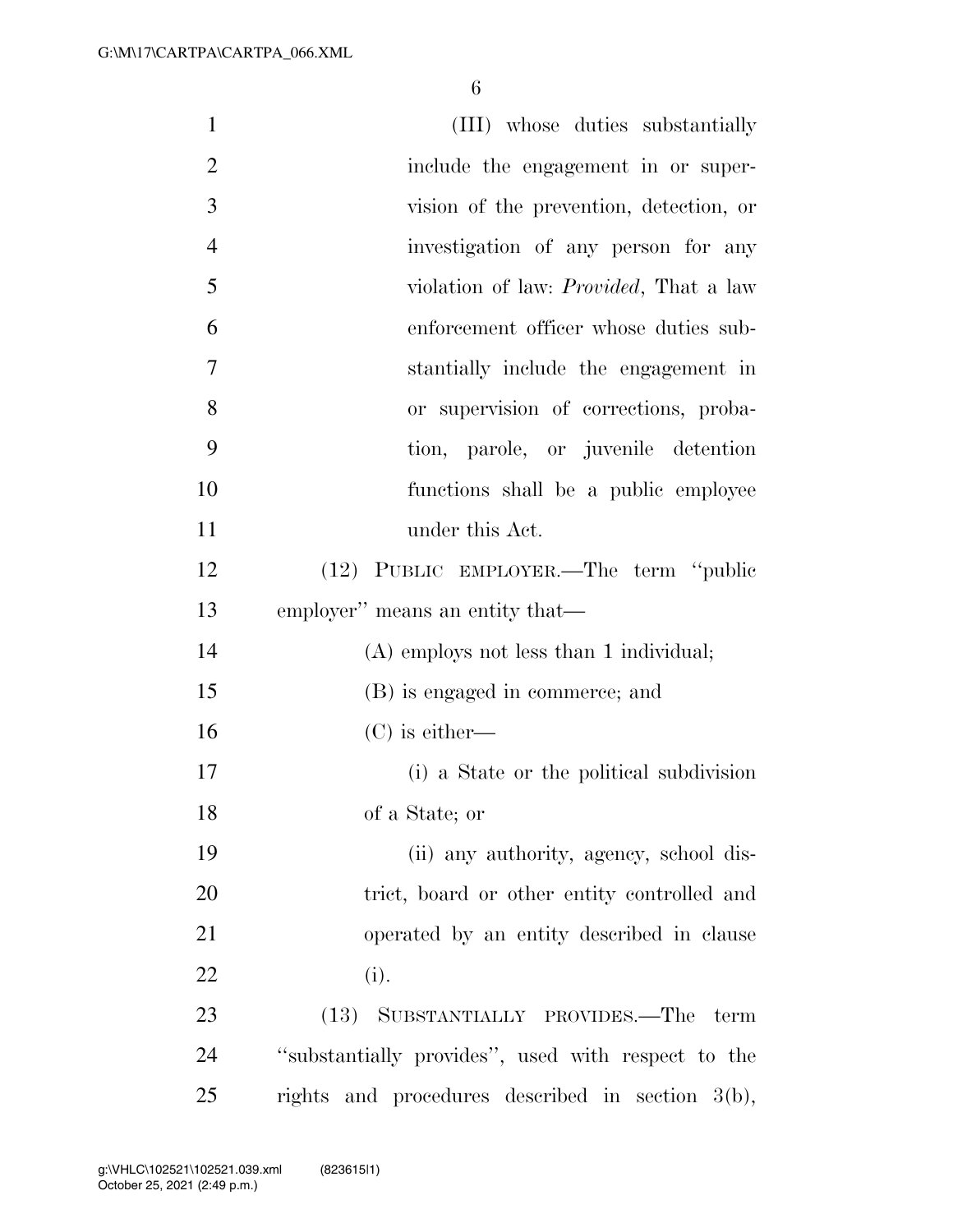(III) whose duties substantially include the engagement in or supervision of the prevention, detection, or investigation of any person for any violation of law: *Provided*, That a law enforcement officer whose duties substantially include the engagement in or supervision of corrections, probation, parole, or juvenile detention functions shall be a public employee under this Act.

(12) PUBLIC EMPLOYER.—The term ''public employer'' means an entity that—

(A) employs not less than 1 individual;

(B) is engaged in commerce; and

(C) is either—

(i) a State or the political subdivision of a State; or

(ii) any authority, agency, school district, board or other entity controlled and operated by an entity described in clause (i).

(13) SUBSTANTIALLY PROVIDES.—The term ''substantially provides'', used with respect to the rights and procedures described in section 3(b),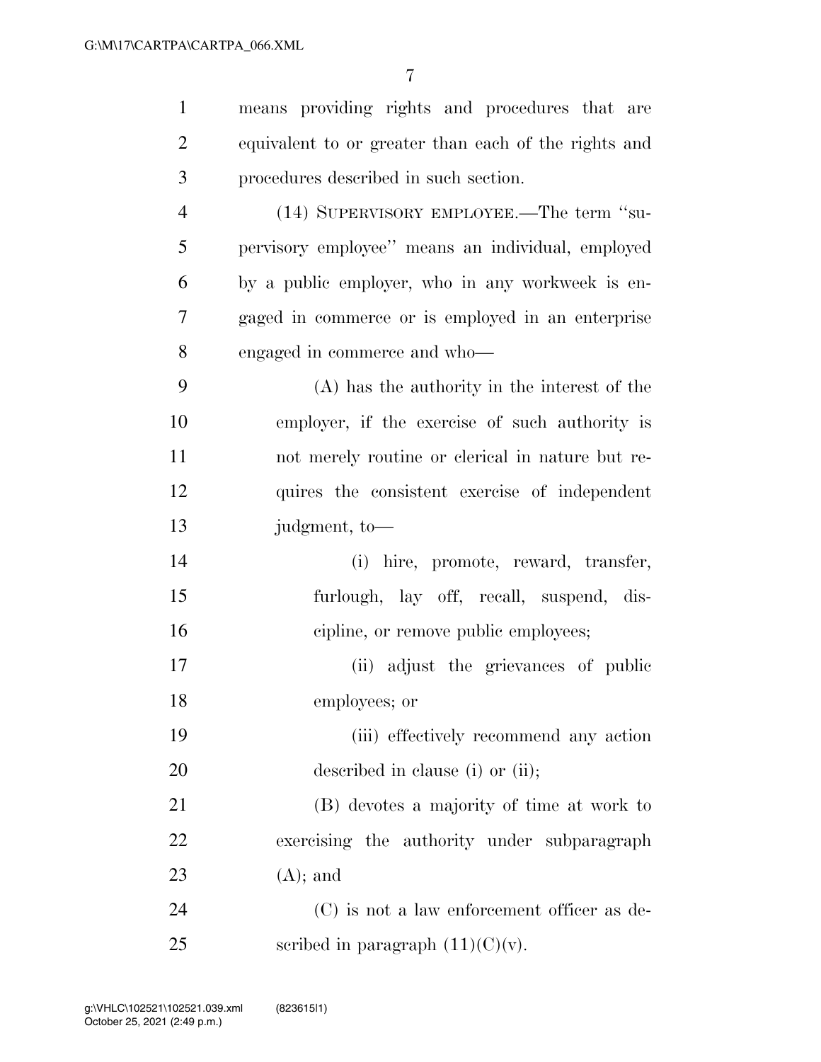means providing rights and procedures that are equivalent to or greater than each of the rights and procedures described in such section.

(14) SUPERVISORY EMPLOYEE.—The term "supervisory employee" means an individual, employed by a public employer, who in any workweek is engaged in commerce or is employed in an enterprise engaged in commerce and who—

(A) has the authority in the interest of the employer, if the exercise of such authority is not merely routine or clerical in nature but requires the consistent exercise of independent judgment, to—

(i) hire, promote, reward, transfer, furlough, lay off, recall, suspend, discipline, or remove public employees;

(ii) adjust the grievances of public employees; or

(iii) effectively recommend any action described in clause (i) or (ii);

(B) devotes a majority of time at work to exercising the authority under subparagraph (A); and

(C) is not a law enforcement officer as described in paragraph (11)(C)(v).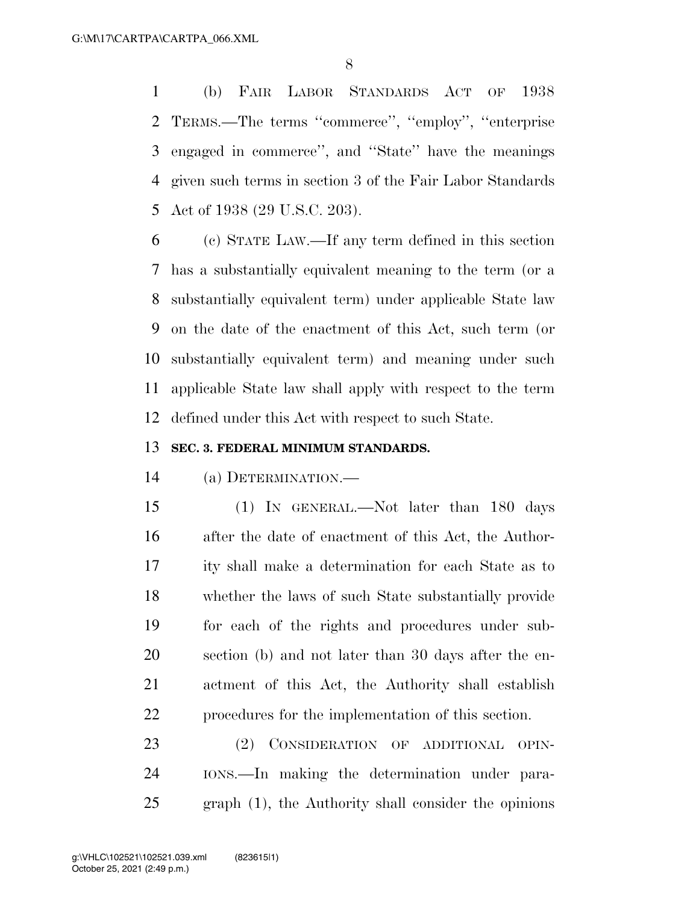(b) FAIR LABOR STANDARDS ACT OF 1938 TERMS.—The terms ''commerce'', ''employ'', ''enterprise engaged in commerce'', and ''State'' have the meanings given such terms in section 3 of the Fair Labor Standards Act of 1938 (29 U.S.C. 203).

(c) STATE LAW.—If any term defined in this section has a substantially equivalent meaning to the term (or a substantially equivalent term) under applicable State law on the date of the enactment of this Act, such term (or substantially equivalent term) and meaning under such applicable State law shall apply with respect to the term defined under this Act with respect to such State.

### SEC. 3. FEDERAL MINIMUM STANDARDS.

(a) DETERMINATION.—

(1) IN GENERAL.—Not later than 180 days after the date of enactment of this Act, the Authority shall make a determination for each State as to whether the laws of such State substantially provide for each of the rights and procedures under subsection (b) and not later than 30 days after the enactment of this Act, the Authority shall establish procedures for the implementation of this section.

(2) CONSIDERATION OF ADDITIONAL OPINIONS.—In making the determination under paragraph (1), the Authority shall consider the opinions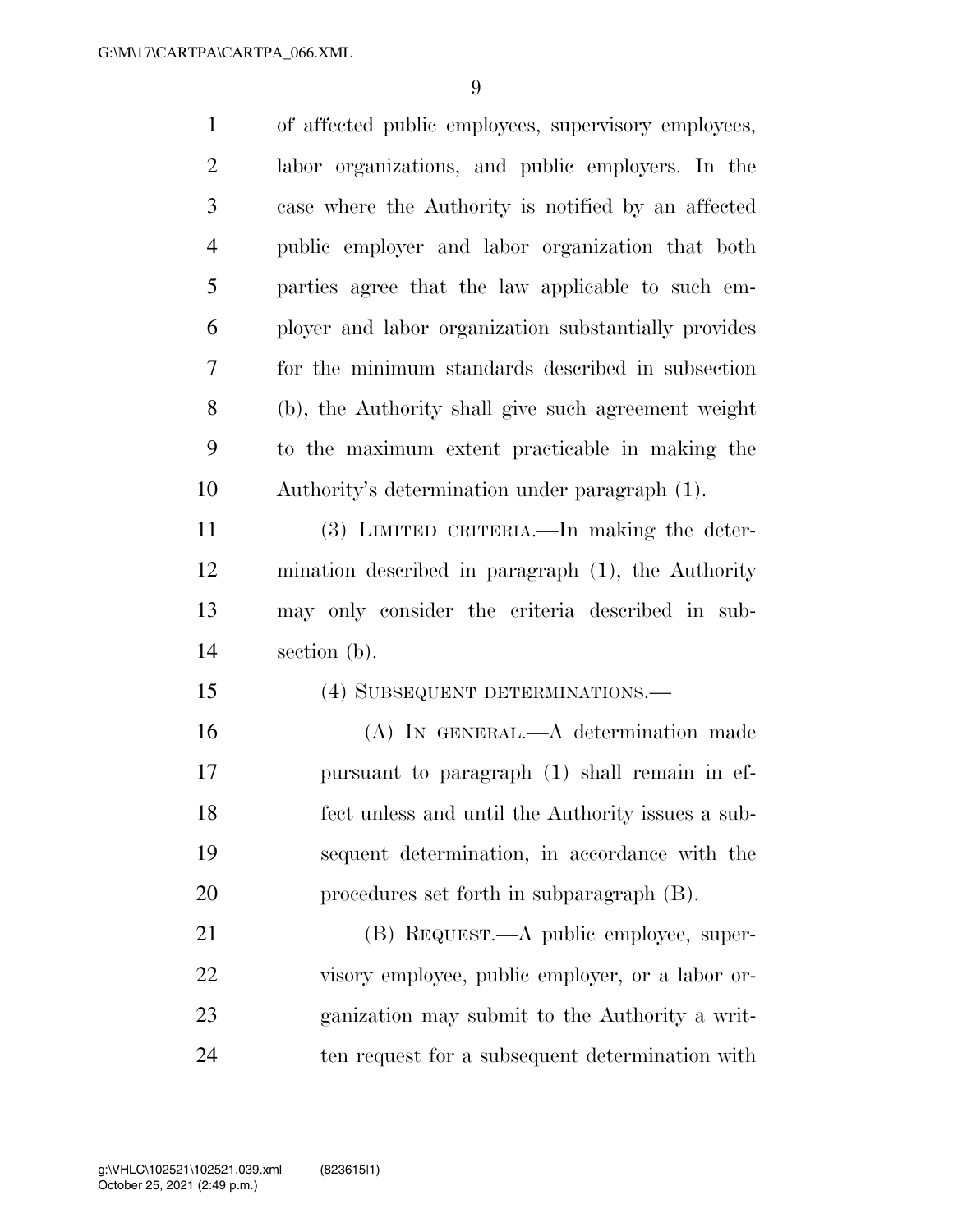of affected public employees, supervisory employees, labor organizations, and public employers. In the case where the Authority is notified by an affected public employer and labor organization that both parties agree that the law applicable to such employer and labor organization substantially provides for the minimum standards described in subsection (b), the Authority shall give such agreement weight to the maximum extent practicable in making the Authority's determination under paragraph (1).

(3) LIMITED CRITERIA.—In making the determination described in paragraph (1), the Authority may only consider the criteria described in subsection (b).

(4) SUBSEQUENT DETERMINATIONS.—

(A) IN GENERAL.—A determination made pursuant to paragraph (1) shall remain in effect unless and until the Authority issues a subsequent determination, in accordance with the procedures set forth in subparagraph (B).

(B) REQUEST.—A public employee, supervisory employee, public employer, or a labor organization may submit to the Authority a written request for a subsequent determination with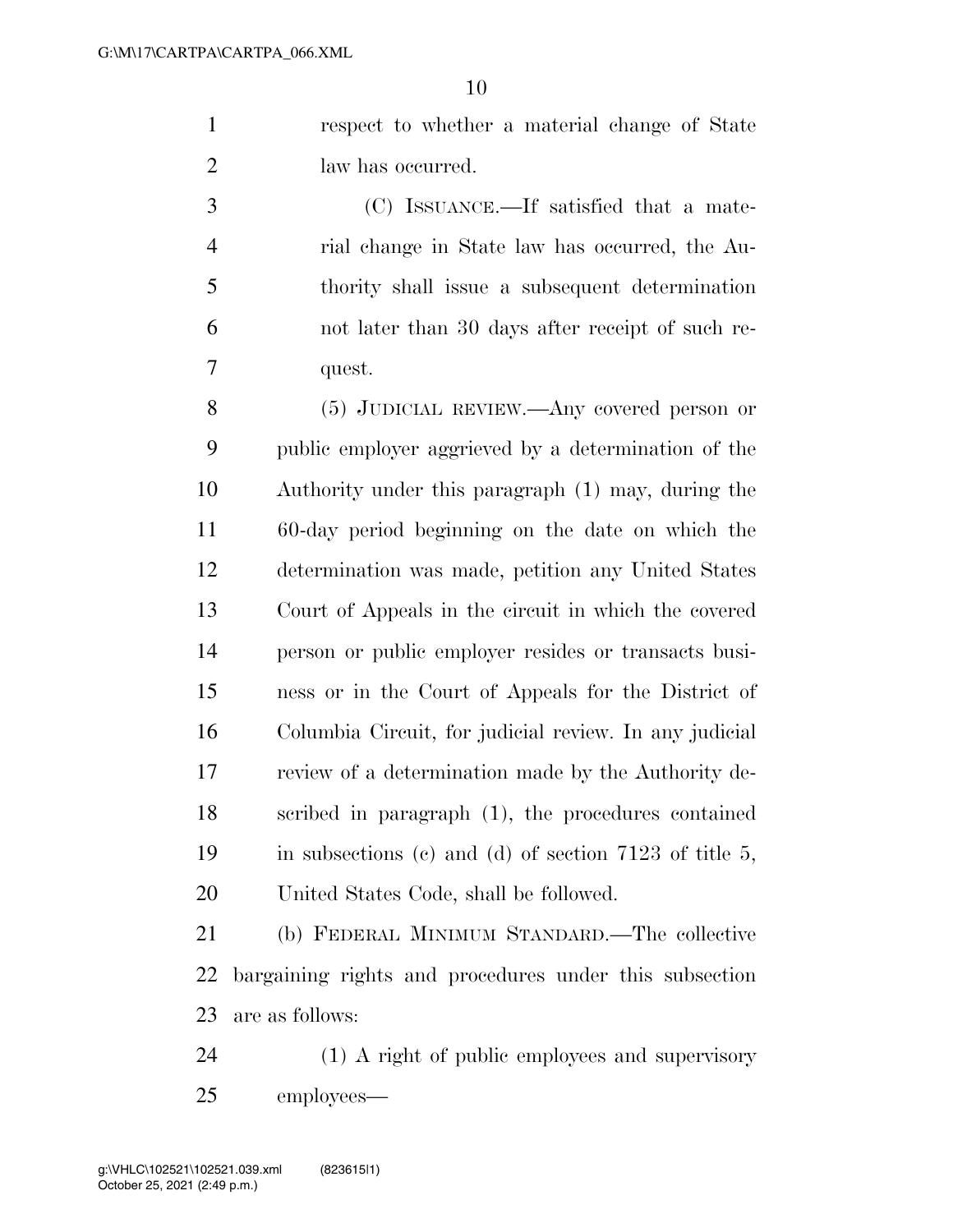respect to whether a material change of State law has occurred.

(C) ISSUANCE.—If satisfied that a material change in State law has occurred, the Authority shall issue a subsequent determination not later than 30 days after receipt of such request.

(5) JUDICIAL REVIEW.—Any covered person or public employer aggrieved by a determination of the Authority under this paragraph (1) may, during the 60-day period beginning on the date on which the determination was made, petition any United States Court of Appeals in the circuit in which the covered person or public employer resides or transacts business or in the Court of Appeals for the District of Columbia Circuit, for judicial review. In any judicial review of a determination made by the Authority described in paragraph (1), the procedures contained in subsections (c) and (d) of section 7123 of title 5, United States Code, shall be followed.

(b) FEDERAL MINIMUM STANDARD.—The collective bargaining rights and procedures under this subsection are as follows:

(1) A right of public employees and supervisory employees—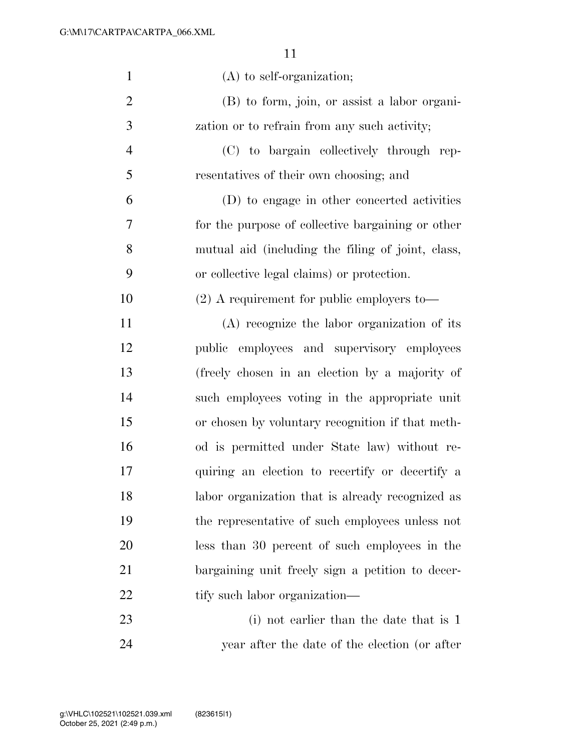(A) to self-organization;

(B) to form, join, or assist a labor organization or to refrain from any such activity;

(C) to bargain collectively through representatives of their own choosing; and

(D) to engage in other concerted activities for the purpose of collective bargaining or other mutual aid (including the filing of joint, class, or collective legal claims) or protection.

(2) A requirement for public employers to—

(A) recognize the labor organization of its public employees and supervisory employees (freely chosen in an election by a majority of such employees voting in the appropriate unit or chosen by voluntary recognition if that method is permitted under State law) without requiring an election to recertify or decertify a labor organization that is already recognized as the representative of such employees unless not less than 30 percent of such employees in the bargaining unit freely sign a petition to decertify such labor organization—

(i) not earlier than the date that is 1 year after the date of the election (or after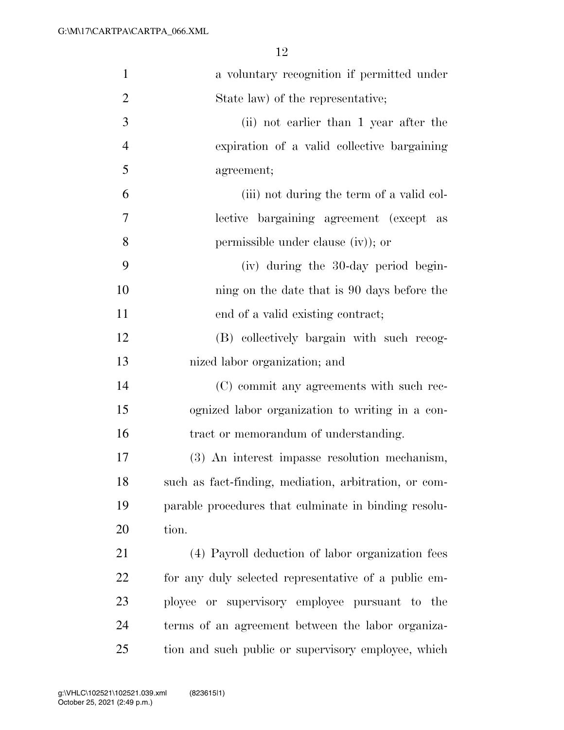a voluntary recognition if permitted under State law) of the representative;

(ii) not earlier than 1 year after the expiration of a valid collective bargaining agreement;

(iii) not during the term of a valid collective bargaining agreement (except as permissible under clause (iv)); or

(iv) during the 30-day period beginning on the date that is 90 days before the end of a valid existing contract;

(B) collectively bargain with such recognized labor organization; and

(C) commit any agreements with such recognized labor organization to writing in a contract or memorandum of understanding.

(3) An interest impasse resolution mechanism, such as fact-finding, mediation, arbitration, or comparable procedures that culminate in binding resolution.

(4) Payroll deduction of labor organization fees for any duly selected representative of a public employee or supervisory employee pursuant to the terms of an agreement between the labor organization and such public or supervisory employee, which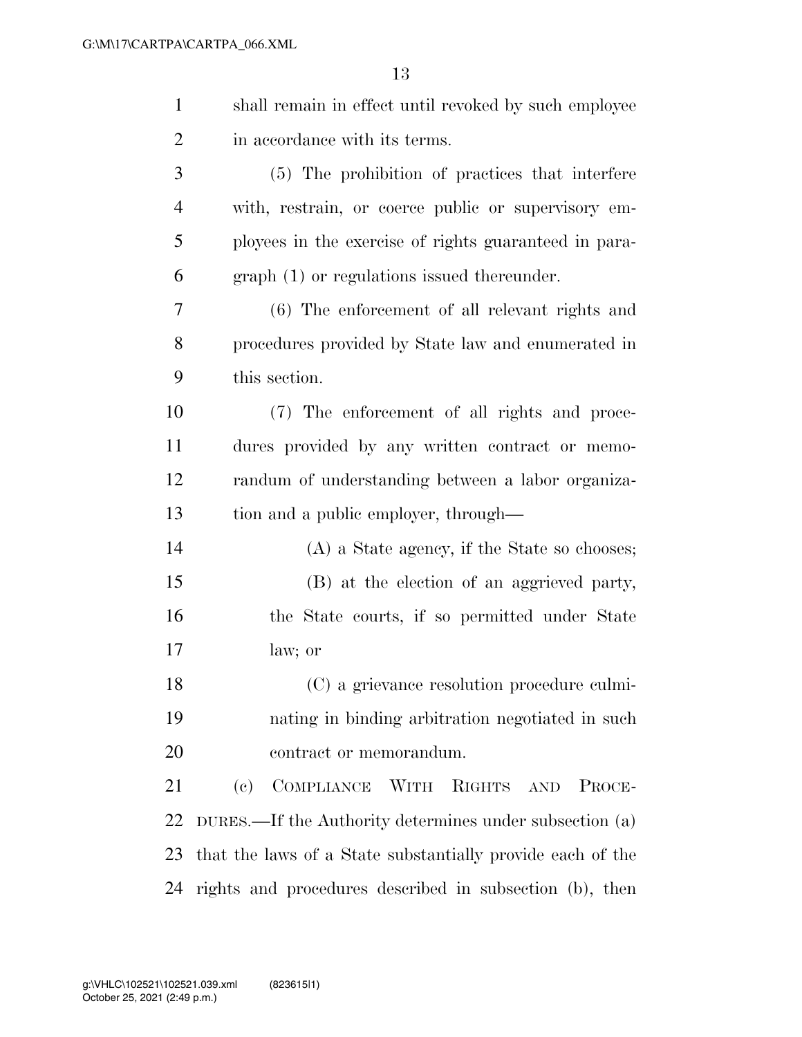shall remain in effect until revoked by such employee in accordance with its terms.

(5) The prohibition of practices that interfere with, restrain, or coerce public or supervisory employees in the exercise of rights guaranteed in paragraph (1) or regulations issued thereunder.

(6) The enforcement of all relevant rights and procedures provided by State law and enumerated in this section.

(7) The enforcement of all rights and procedures provided by any written contract or memorandum of understanding between a labor organization and a public employer, through—

(A) a State agency, if the State so chooses;

(B) at the election of an aggrieved party, the State courts, if so permitted under State law; or

(C) a grievance resolution procedure culminating in binding arbitration negotiated in such contract or memorandum.

(c) COMPLIANCE WITH RIGHTS AND PROCEDURES.—If the Authority determines under subsection (a) that the laws of a State substantially provide each of the rights and procedures described in subsection (b), then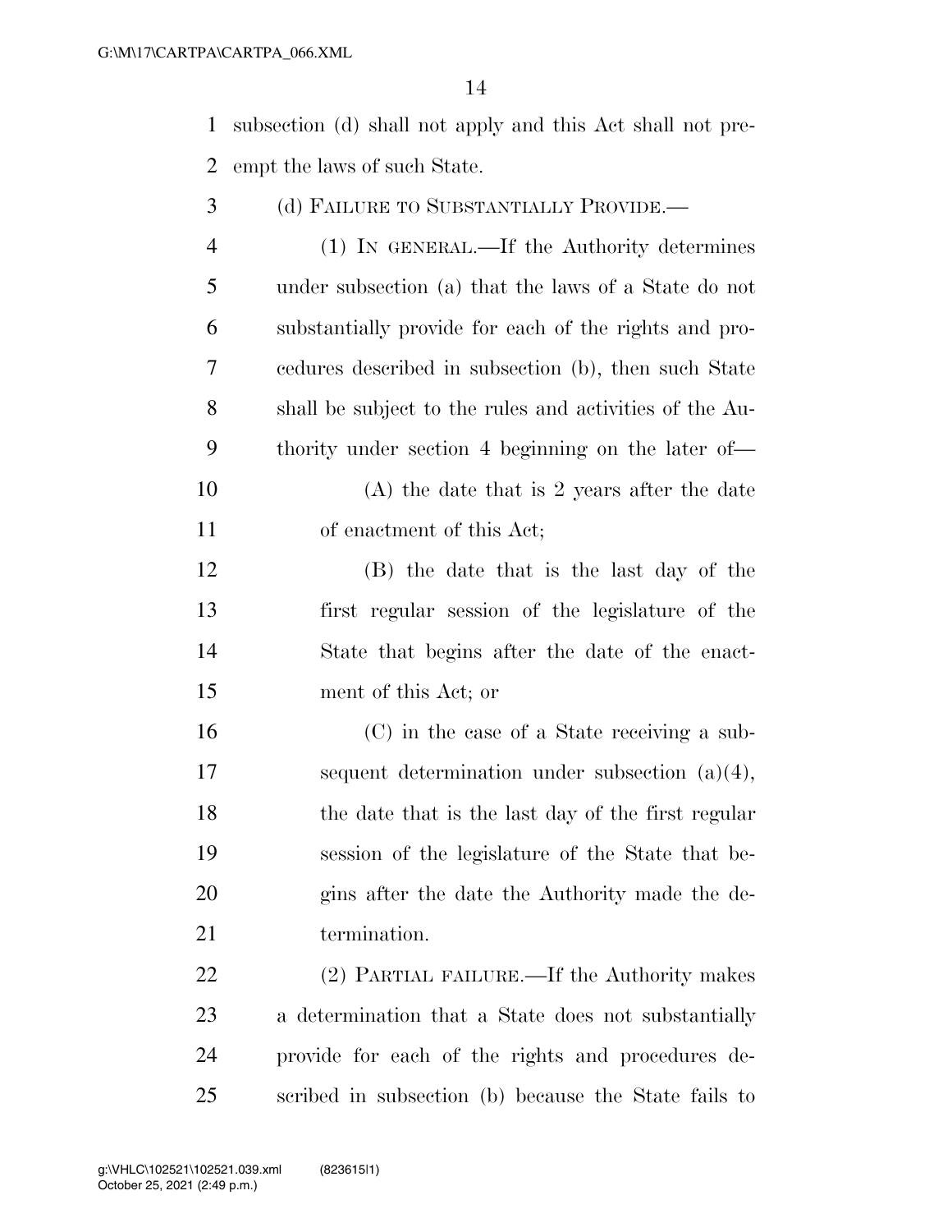subsection (d) shall not apply and this Act shall not preempt the laws of such State.

(d) FAILURE TO SUBSTANTIALLY PROVIDE.—

(1) IN GENERAL.—If the Authority determines under subsection (a) that the laws of a State do not substantially provide for each of the rights and procedures described in subsection (b), then such State shall be subject to the rules and activities of the Authority under section 4 beginning on the later of—

(A) the date that is 2 years after the date of enactment of this Act;

(B) the date that is the last day of the first regular session of the legislature of the State that begins after the date of the enactment of this Act; or

(C) in the case of a State receiving a subsequent determination under subsection (a)(4), the date that is the last day of the first regular session of the legislature of the State that begins after the date the Authority made the determination.

(2) PARTIAL FAILURE.—If the Authority makes a determination that a State does not substantially provide for each of the rights and procedures described in subsection (b) because the State fails to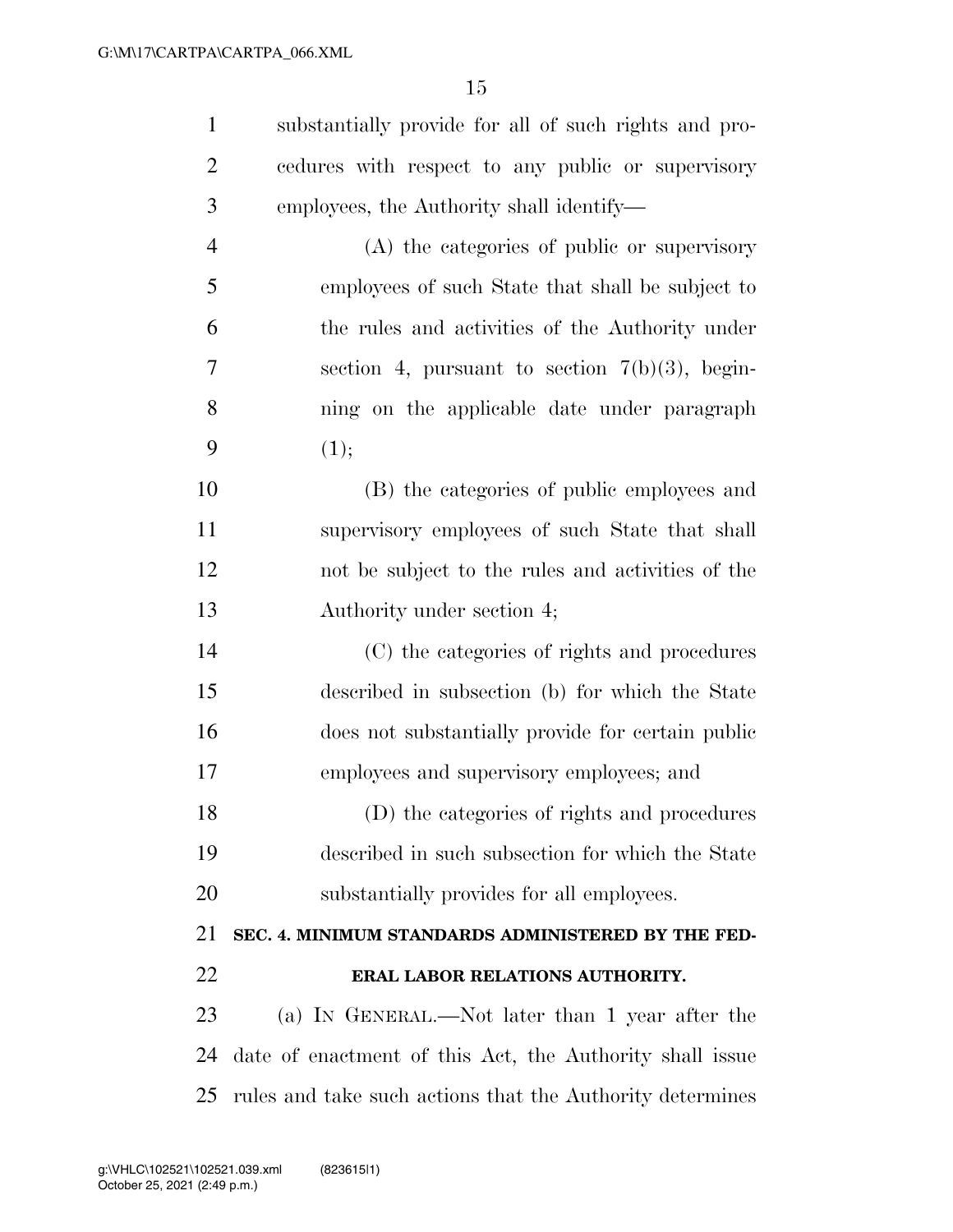substantially provide for all of such rights and procedures with respect to any public or supervisory employees, the Authority shall identify—

(A) the categories of public or supervisory employees of such State that shall be subject to the rules and activities of the Authority under section 4, pursuant to section 7(b)(3), beginning on the applicable date under paragraph (1);

(B) the categories of public employees and supervisory employees of such State that shall not be subject to the rules and activities of the Authority under section 4;

(C) the categories of rights and procedures described in subsection (b) for which the State does not substantially provide for certain public employees and supervisory employees; and

(D) the categories of rights and procedures described in such subsection for which the State substantially provides for all employees.

## SEC. 4. MINIMUM STANDARDS ADMINISTERED BY THE FEDERAL LABOR RELATIONS AUTHORITY.

(a) IN GENERAL.—Not later than 1 year after the date of enactment of this Act, the Authority shall issue rules and take such actions that the Authority determines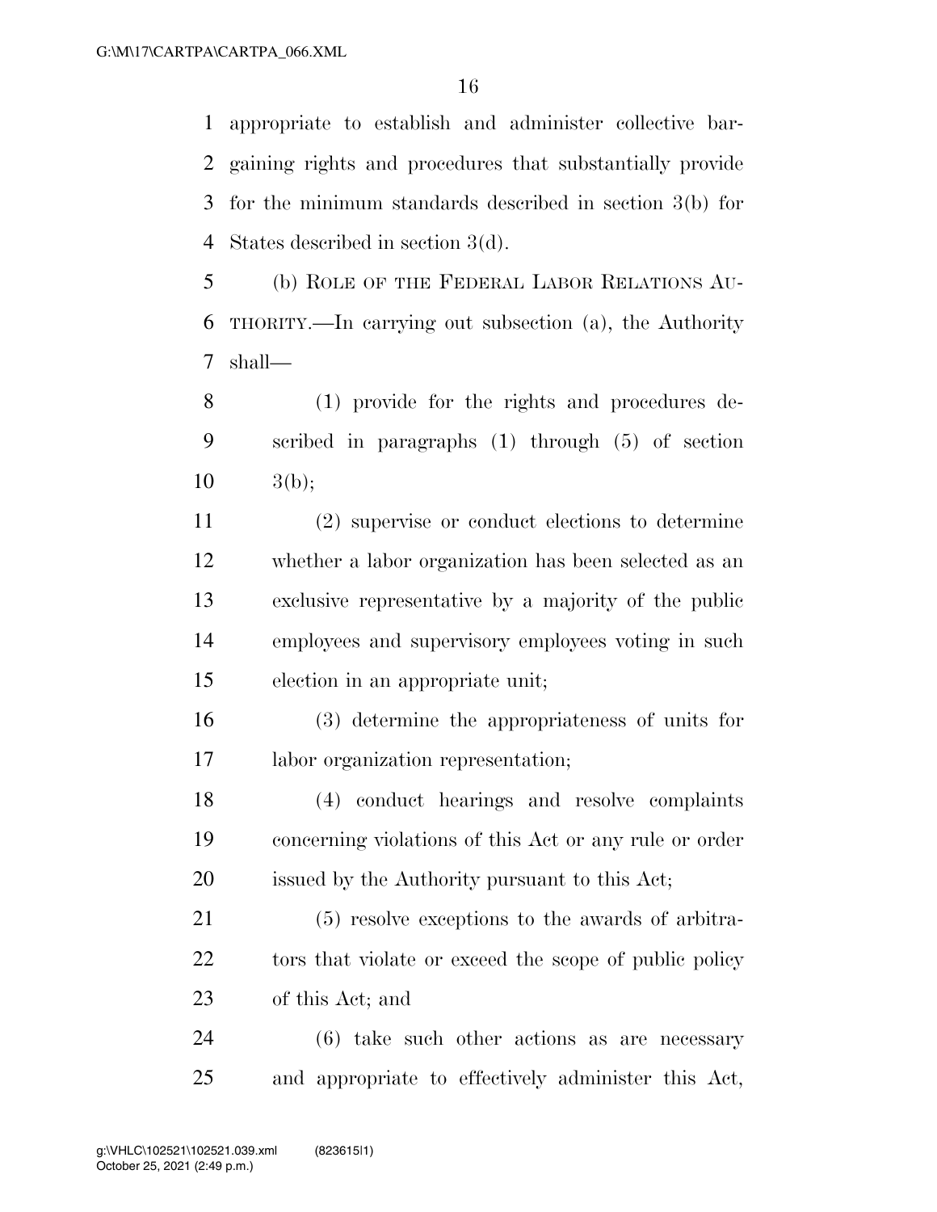appropriate to establish and administer collective bargaining rights and procedures that substantially provide for the minimum standards described in section 3(b) for States described in section 3(d).

(b) ROLE OF THE FEDERAL LABOR RELATIONS AUTHORITY.—In carrying out subsection (a), the Authority shall—

(1) provide for the rights and procedures described in paragraphs (1) through (5) of section 3(b);

(2) supervise or conduct elections to determine whether a labor organization has been selected as an exclusive representative by a majority of the public employees and supervisory employees voting in such election in an appropriate unit;

(3) determine the appropriateness of units for labor organization representation;

(4) conduct hearings and resolve complaints concerning violations of this Act or any rule or order issued by the Authority pursuant to this Act;

(5) resolve exceptions to the awards of arbitrators that violate or exceed the scope of public policy of this Act; and

(6) take such other actions as are necessary and appropriate to effectively administer this Act,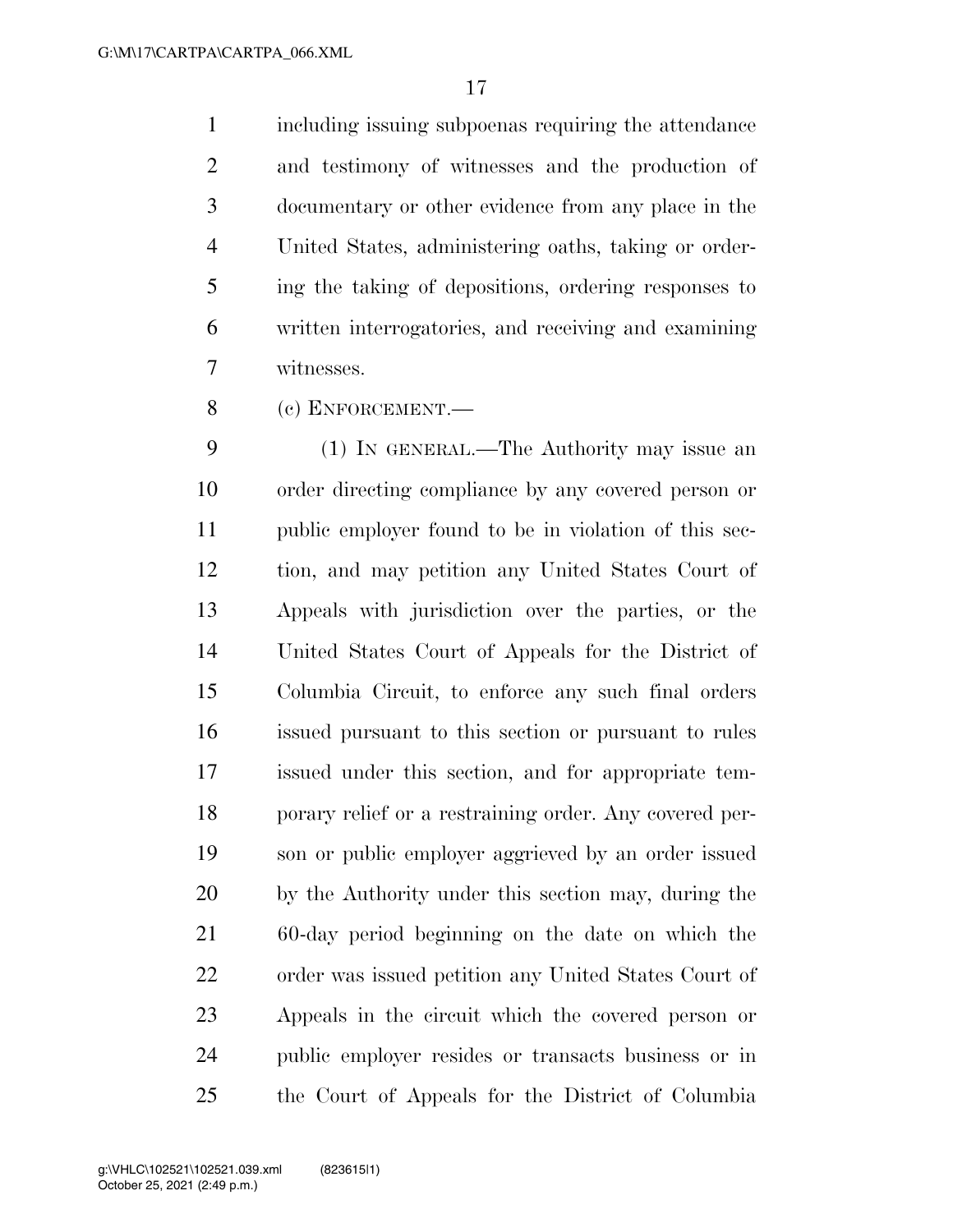including issuing subpoenas requiring the attendance and testimony of witnesses and the production of documentary or other evidence from any place in the United States, administering oaths, taking or ordering the taking of depositions, ordering responses to written interrogatories, and receiving and examining witnesses.

(c) ENFORCEMENT.—

(1) IN GENERAL.—The Authority may issue an order directing compliance by any covered person or public employer found to be in violation of this section, and may petition any United States Court of Appeals with jurisdiction over the parties, or the United States Court of Appeals for the District of Columbia Circuit, to enforce any such final orders issued pursuant to this section or pursuant to rules issued under this section, and for appropriate temporary relief or a restraining order. Any covered person or public employer aggrieved by an order issued by the Authority under this section may, during the 60-day period beginning on the date on which the order was issued petition any United States Court of Appeals in the circuit which the covered person or public employer resides or transacts business or in the Court of Appeals for the District of Columbia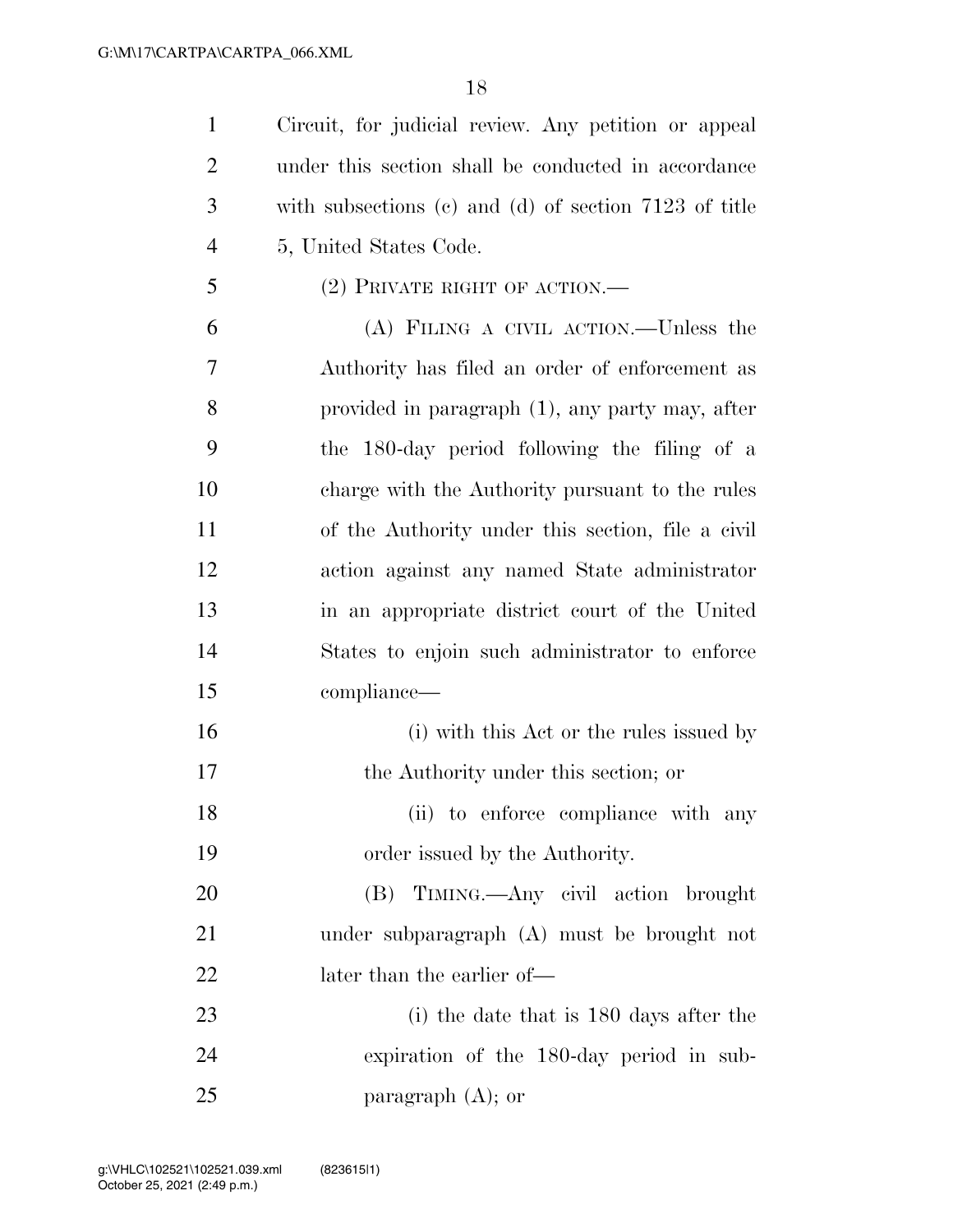Circuit, for judicial review. Any petition or appeal under this section shall be conducted in accordance with subsections (c) and (d) of section 7123 of title 5, United States Code.

(2) PRIVATE RIGHT OF ACTION.—

(A) FILING A CIVIL ACTION.—Unless the Authority has filed an order of enforcement as provided in paragraph (1), any party may, after the 180-day period following the filing of a charge with the Authority pursuant to the rules of the Authority under this section, file a civil action against any named State administrator in an appropriate district court of the United States to enjoin such administrator to enforce compliance—

(i) with this Act or the rules issued by the Authority under this section; or

(ii) to enforce compliance with any order issued by the Authority.

(B) TIMING.—Any civil action brought under subparagraph (A) must be brought not later than the earlier of—

(i) the date that is 180 days after the expiration of the 180-day period in subparagraph (A); or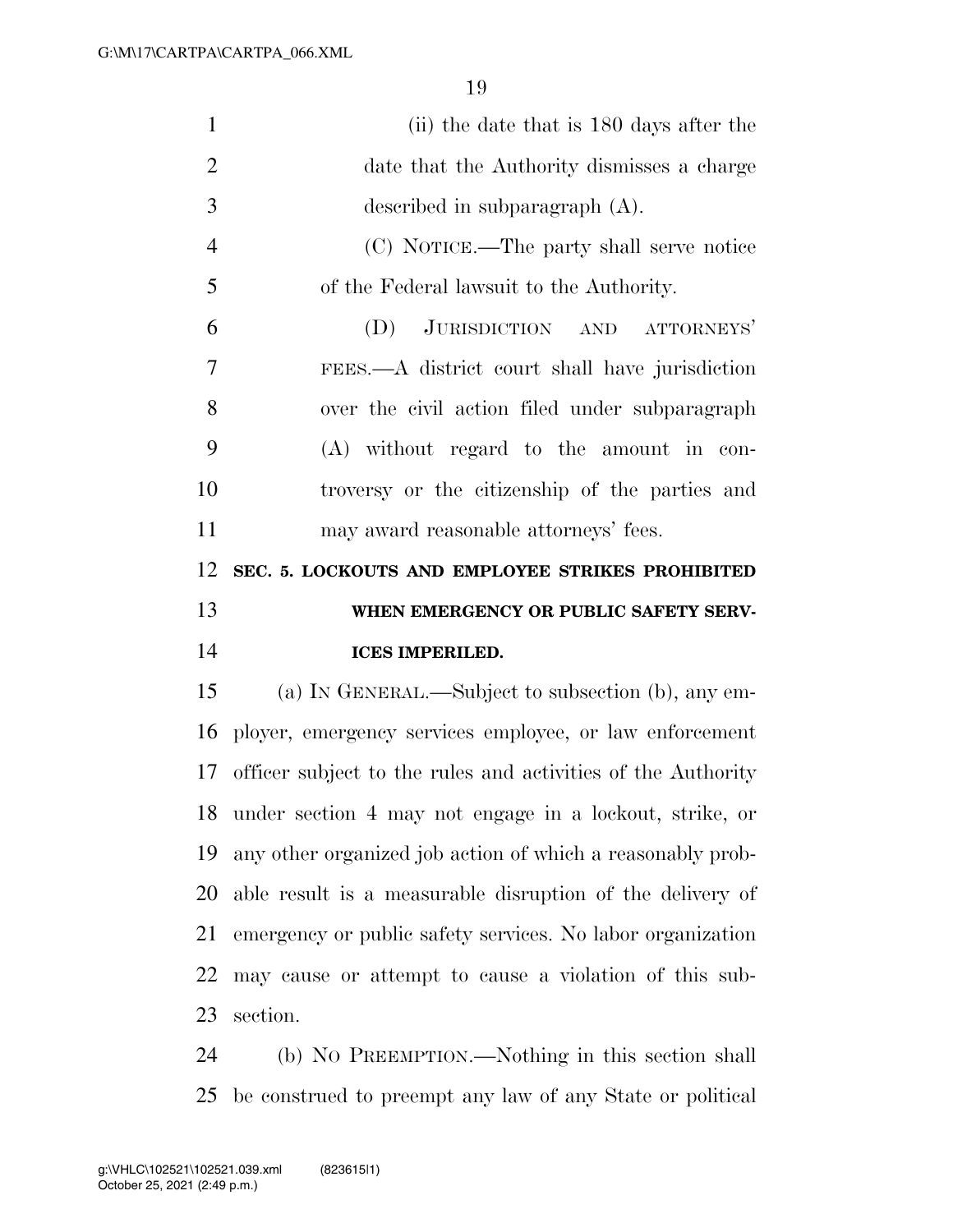(ii) the date that is 180 days after the date that the Authority dismisses a charge described in subparagraph (A).

(C) NOTICE.—The party shall serve notice of the Federal lawsuit to the Authority.

(D) JURISDICTION AND ATTORNEYS' FEES.—A district court shall have jurisdiction over the civil action filed under subparagraph (A) without regard to the amount in controversy or the citizenship of the parties and may award reasonable attorneys' fees.

## SEC. 5. LOCKOUTS AND EMPLOYEE STRIKES PROHIBITED WHEN EMERGENCY OR PUBLIC SAFETY SERVICES IMPERILED.

(a) IN GENERAL.—Subject to subsection (b), any employer, emergency services employee, or law enforcement officer subject to the rules and activities of the Authority under section 4 may not engage in a lockout, strike, or any other organized job action of which a reasonably probable result is a measurable disruption of the delivery of emergency or public safety services. No labor organization may cause or attempt to cause a violation of this subsection.

(b) NO PREEMPTION.—Nothing in this section shall be construed to preempt any law of any State or political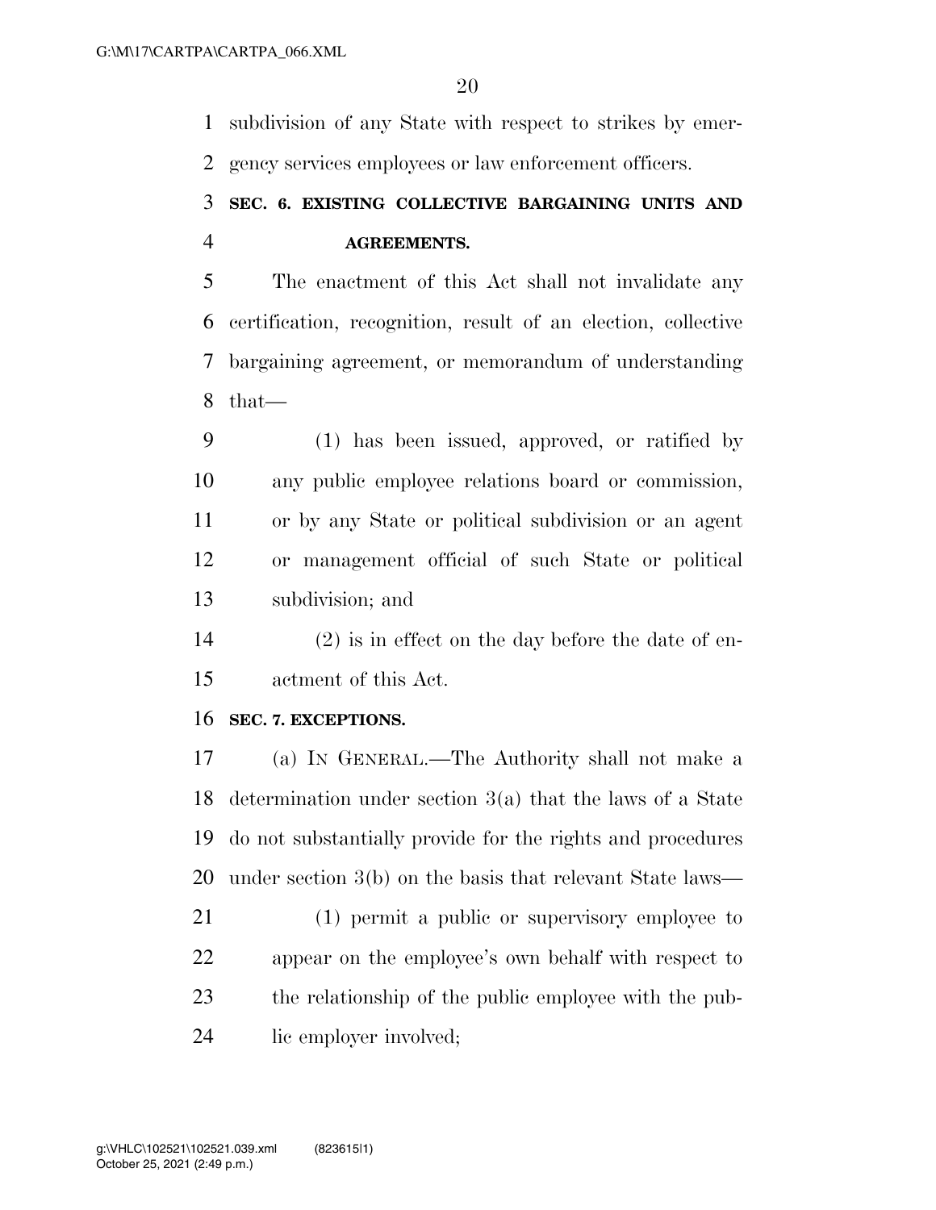subdivision of any State with respect to strikes by emergency services employees or law enforcement officers.

### SEC. 6. EXISTING COLLECTIVE BARGAINING UNITS AND AGREEMENTS.

The enactment of this Act shall not invalidate any certification, recognition, result of an election, collective bargaining agreement, or memorandum of understanding that—

(1) has been issued, approved, or ratified by any public employee relations board or commission, or by any State or political subdivision or an agent or management official of such State or political subdivision; and

(2) is in effect on the day before the date of enactment of this Act.

### SEC. 7. EXCEPTIONS.

(a) IN GENERAL.—The Authority shall not make a determination under section 3(a) that the laws of a State do not substantially provide for the rights and procedures under section 3(b) on the basis that relevant State laws—

(1) permit a public or supervisory employee to appear on the employee's own behalf with respect to the relationship of the public employee with the public employer involved;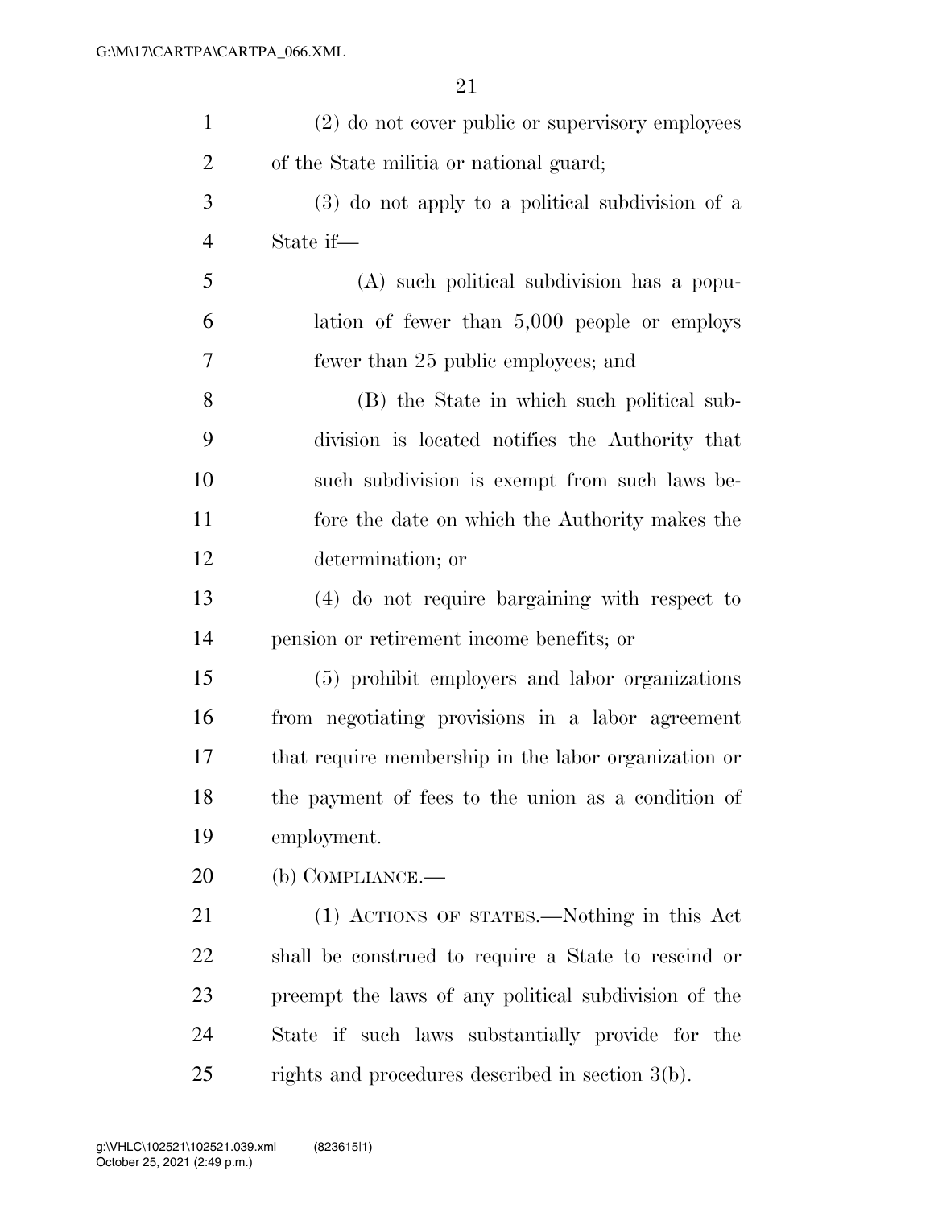(2) do not cover public or supervisory employees of the State militia or national guard;

(3) do not apply to a political subdivision of a State if—

(A) such political subdivision has a population of fewer than 5,000 people or employs fewer than 25 public employees; and

(B) the State in which such political subdivision is located notifies the Authority that such subdivision is exempt from such laws before the date on which the Authority makes the determination; or

(4) do not require bargaining with respect to pension or retirement income benefits; or

(5) prohibit employers and labor organizations from negotiating provisions in a labor agreement that require membership in the labor organization or the payment of fees to the union as a condition of employment.

(b) COMPLIANCE.—

(1) ACTIONS OF STATES.—Nothing in this Act shall be construed to require a State to rescind or preempt the laws of any political subdivision of the State if such laws substantially provide for the rights and procedures described in section 3(b).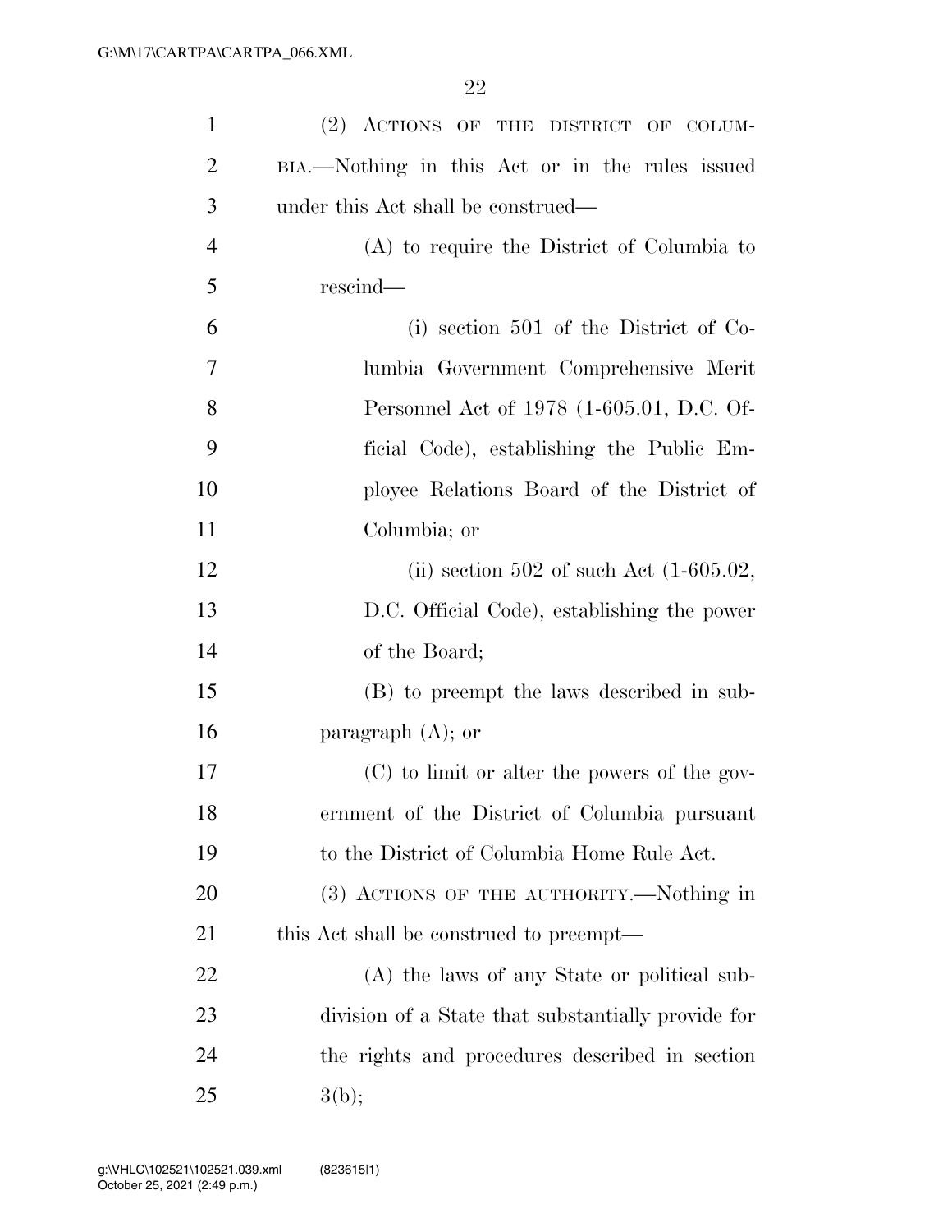(2) ACTIONS OF THE DISTRICT OF COLUMBIA.—Nothing in this Act or in the rules issued under this Act shall be construed—

(A) to require the District of Columbia to rescind—

(i) section 501 of the District of Columbia Government Comprehensive Merit Personnel Act of 1978 (1-605.01, D.C. Official Code), establishing the Public Employee Relations Board of the District of Columbia; or

(ii) section 502 of such Act (1-605.02, D.C. Official Code), establishing the power of the Board;

(B) to preempt the laws described in subparagraph (A); or

(C) to limit or alter the powers of the government of the District of Columbia pursuant to the District of Columbia Home Rule Act.

(3) ACTIONS OF THE AUTHORITY.—Nothing in this Act shall be construed to preempt—

(A) the laws of any State or political subdivision of a State that substantially provide for the rights and procedures described in section 3(b);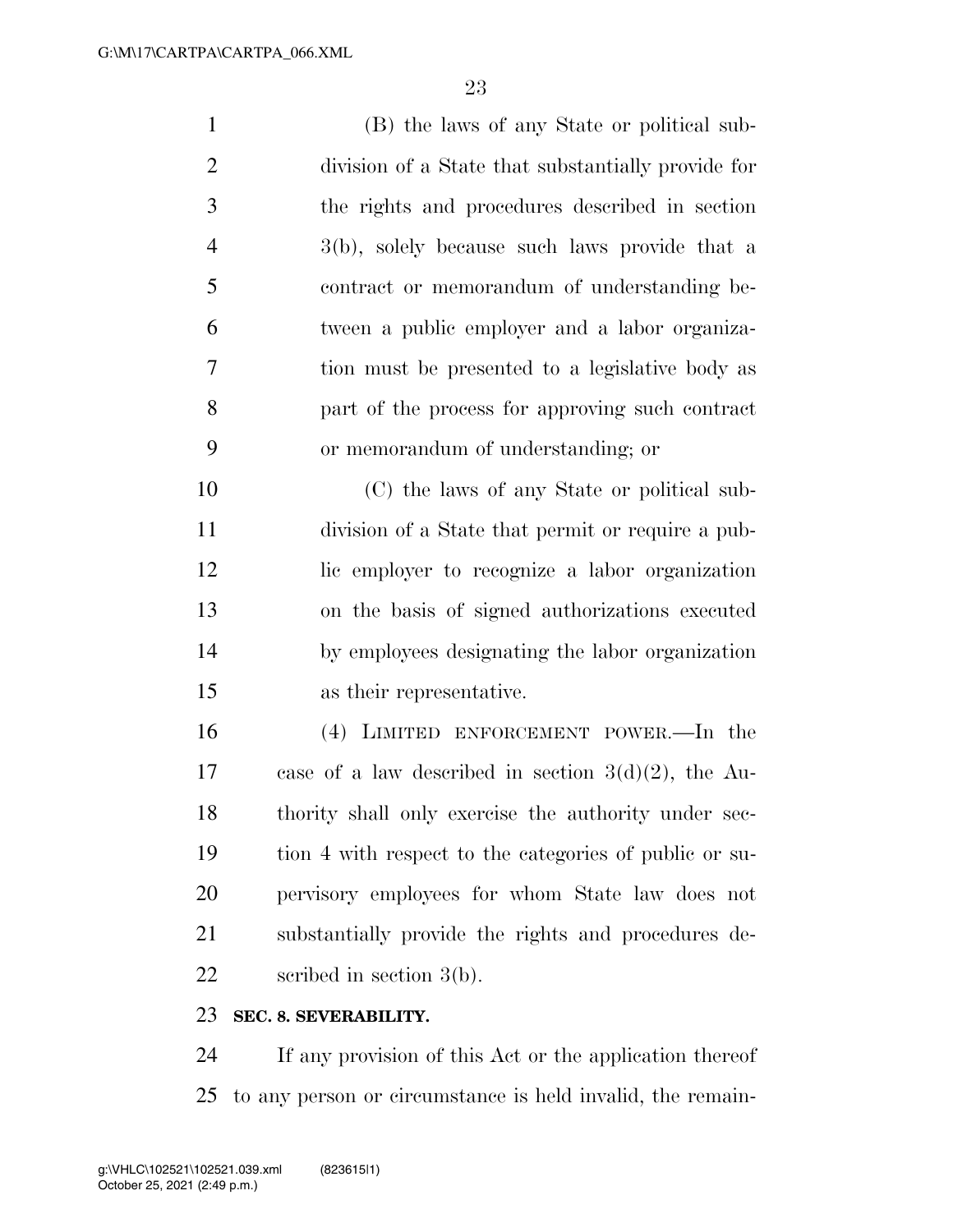(B) the laws of any State or political subdivision of a State that substantially provide for the rights and procedures described in section 3(b), solely because such laws provide that a contract or memorandum of understanding between a public employer and a labor organization must be presented to a legislative body as part of the process for approving such contract or memorandum of understanding; or

(C) the laws of any State or political subdivision of a State that permit or require a public employer to recognize a labor organization on the basis of signed authorizations executed by employees designating the labor organization as their representative.

(4) LIMITED ENFORCEMENT POWER.—In the case of a law described in section 3(d)(2), the Authority shall only exercise the authority under section 4 with respect to the categories of public or supervisory employees for whom State law does not substantially provide the rights and procedures described in section 3(b).

**SEC. 8. SEVERABILITY.**

If any provision of this Act or the application thereof to any person or circumstance is held invalid, the remain-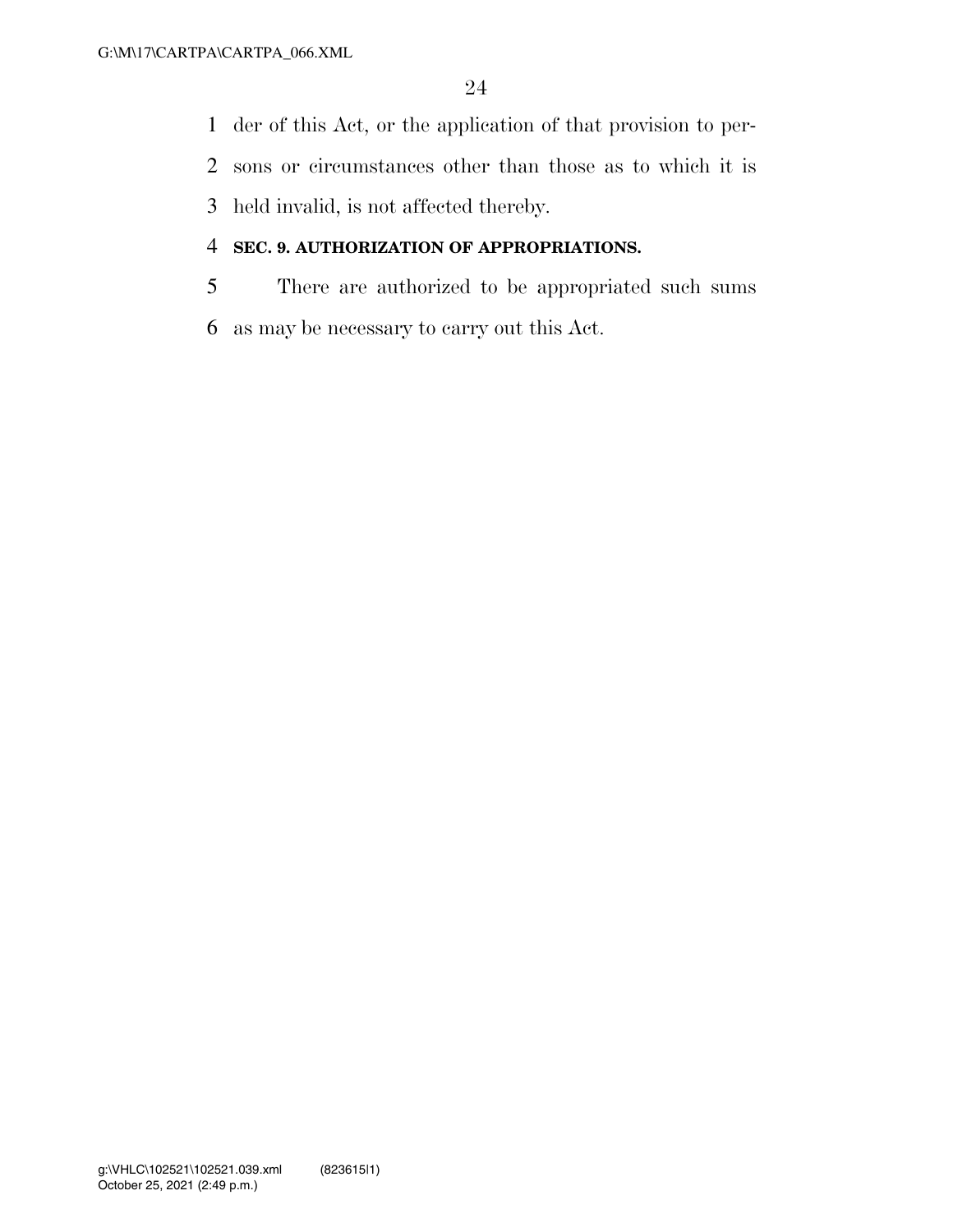der of this Act, or the application of that provision to persons or circumstances other than those as to which it is held invalid, is not affected thereby.

**SEC. 9. AUTHORIZATION OF APPROPRIATIONS.**

There are authorized to be appropriated such sums as may be necessary to carry out this Act.